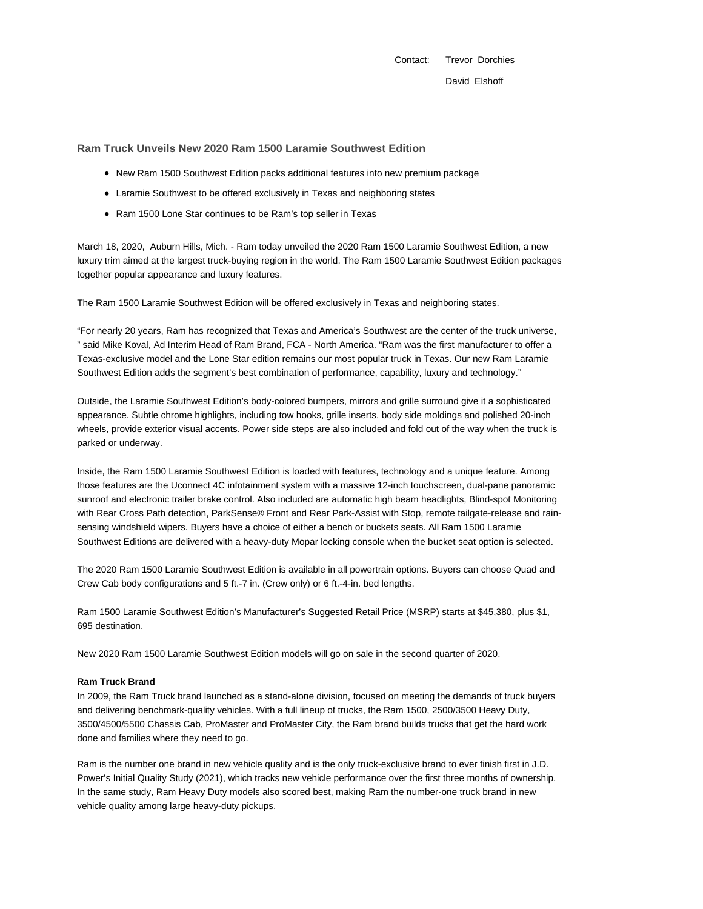Contact: Trevor Dorchies
David Elshoff

## Ram Truck Unveils New 2020 Ram 1500 Laramie Southwest Edition

- New Ram 1500 Southwest Edition packs additional features into new premium package
- Laramie Southwest to be offered exclusively in Texas and neighboring states
- Ram 1500 Lone Star continues to be Ram's top seller in Texas

March 18, 2020, Auburn Hills, Mich. - Ram today unveiled the 2020 Ram 1500 Laramie Southwest Edition, a new luxury trim aimed at the largest truck-buying region in the world. The Ram 1500 Laramie Southwest Edition packages together popular appearance and luxury features.

The Ram 1500 Laramie Southwest Edition will be offered exclusively in Texas and neighboring states.

"For nearly 20 years, Ram has recognized that Texas and America's Southwest are the center of the truck universe, " said Mike Koval, Ad Interim Head of Ram Brand, FCA - North America. "Ram was the first manufacturer to offer a Texas-exclusive model and the Lone Star edition remains our most popular truck in Texas. Our new Ram Laramie Southwest Edition adds the segment's best combination of performance, capability, luxury and technology."

Outside, the Laramie Southwest Edition's body-colored bumpers, mirrors and grille surround give it a sophisticated appearance. Subtle chrome highlights, including tow hooks, grille inserts, body side moldings and polished 20-inch wheels, provide exterior visual accents. Power side steps are also included and fold out of the way when the truck is parked or underway.

Inside, the Ram 1500 Laramie Southwest Edition is loaded with features, technology and a unique feature. Among those features are the Uconnect 4C infotainment system with a massive 12-inch touchscreen, dual-pane panoramic sunroof and electronic trailer brake control. Also included are automatic high beam headlights, Blind-spot Monitoring with Rear Cross Path detection, ParkSense® Front and Rear Park-Assist with Stop, remote tailgate-release and rain-sensing windshield wipers. Buyers have a choice of either a bench or buckets seats. All Ram 1500 Laramie Southwest Editions are delivered with a heavy-duty Mopar locking console when the bucket seat option is selected.

The 2020 Ram 1500 Laramie Southwest Edition is available in all powertrain options. Buyers can choose Quad and Crew Cab body configurations and 5 ft.-7 in. (Crew only) or 6 ft.-4-in. bed lengths.

Ram 1500 Laramie Southwest Edition's Manufacturer's Suggested Retail Price (MSRP) starts at $45,380, plus $1, 695 destination.

New 2020 Ram 1500 Laramie Southwest Edition models will go on sale in the second quarter of 2020.

**Ram Truck Brand**

In 2009, the Ram Truck brand launched as a stand-alone division, focused on meeting the demands of truck buyers and delivering benchmark-quality vehicles. With a full lineup of trucks, the Ram 1500, 2500/3500 Heavy Duty, 3500/4500/5500 Chassis Cab, ProMaster and ProMaster City, the Ram brand builds trucks that get the hard work done and families where they need to go.

Ram is the number one brand in new vehicle quality and is the only truck-exclusive brand to ever finish first in J.D. Power's Initial Quality Study (2021), which tracks new vehicle performance over the first three months of ownership. In the same study, Ram Heavy Duty models also scored best, making Ram the number-one truck brand in new vehicle quality among large heavy-duty pickups.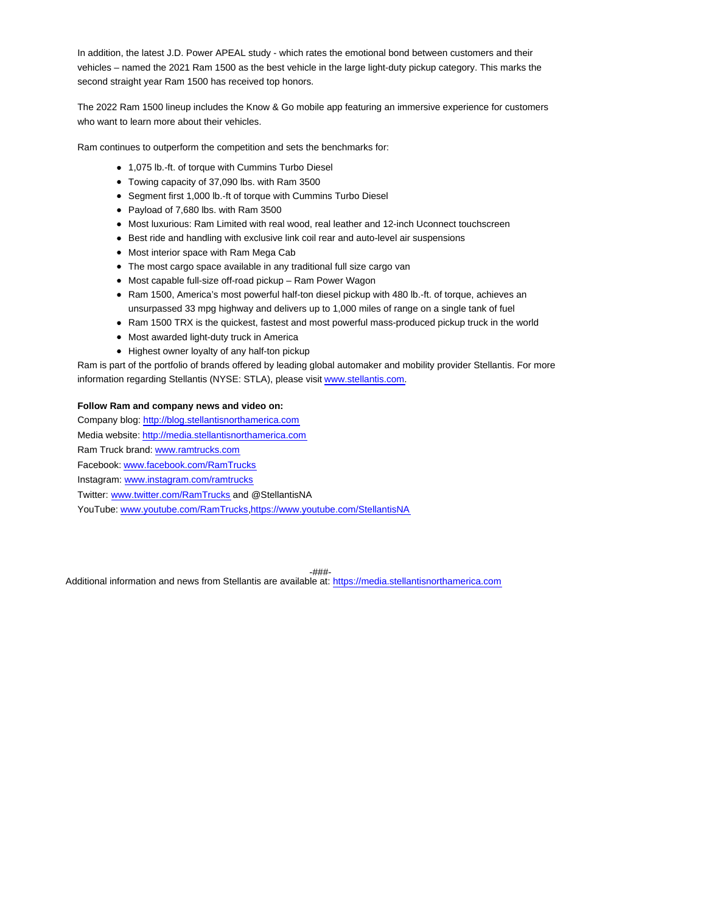In addition, the latest J.D. Power APEAL study - which rates the emotional bond between customers and their vehicles – named the 2021 Ram 1500 as the best vehicle in the large light-duty pickup category. This marks the second straight year Ram 1500 has received top honors.

The 2022 Ram 1500 lineup includes the Know & Go mobile app featuring an immersive experience for customers who want to learn more about their vehicles.

Ram continues to outperform the competition and sets the benchmarks for:

- 1,075 lb.-ft. of torque with Cummins Turbo Diesel
- Towing capacity of 37,090 lbs. with Ram 3500
- Segment first 1,000 lb.-ft of torque with Cummins Turbo Diesel
- Payload of 7,680 lbs. with Ram 3500
- Most luxurious: Ram Limited with real wood, real leather and 12-inch Uconnect touchscreen
- Best ride and handling with exclusive link coil rear and auto-level air suspensions
- Most interior space with Ram Mega Cab
- The most cargo space available in any traditional full size cargo van
- Most capable full-size off-road pickup – Ram Power Wagon
- Ram 1500, America's most powerful half-ton diesel pickup with 480 lb.-ft. of torque, achieves an unsurpassed 33 mpg highway and delivers up to 1,000 miles of range on a single tank of fuel
- Ram 1500 TRX is the quickest, fastest and most powerful mass-produced pickup truck in the world
- Most awarded light-duty truck in America
- Highest owner loyalty of any half-ton pickup

Ram is part of the portfolio of brands offered by leading global automaker and mobility provider Stellantis. For more information regarding Stellantis (NYSE: STLA), please visit www.stellantis.com.

**Follow Ram and company news and video on:**

Company blog: http://blog.stellantisnorthamerica.com
Media website: http://media.stellantisnorthamerica.com
Ram Truck brand: www.ramtrucks.com
Facebook: www.facebook.com/RamTrucks
Instagram: www.instagram.com/ramtrucks
Twitter: www.twitter.com/RamTrucks and @StellantisNA
YouTube: www.youtube.com/RamTrucks,https://www.youtube.com/StellantisNA

-###-

Additional information and news from Stellantis are available at: https://media.stellantisnorthamerica.com